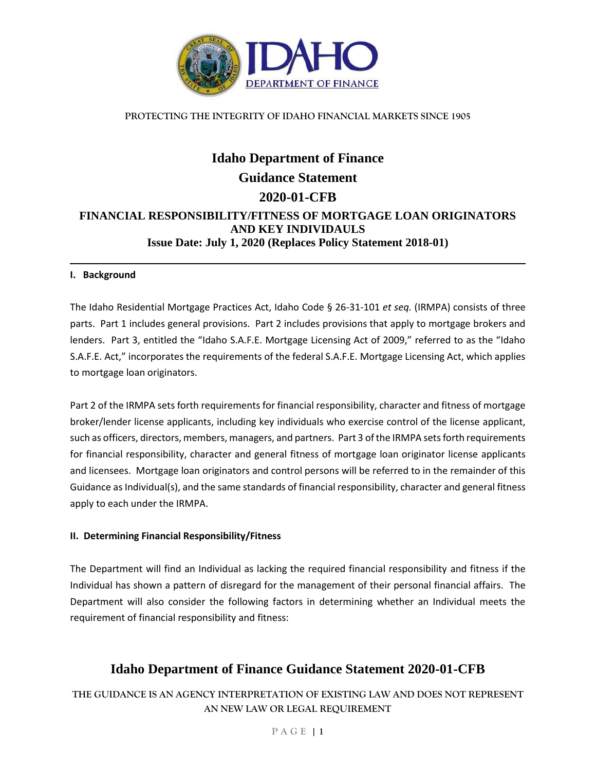PROTECTING THE INTEGRITY OF IDAHO FINANCIAL MARKETS SINCE 1905

# Idaho Department of Finance
# Guidance Statement
# 2020-01-CFB

## FINANCIAL RESPONSIBILITY/FITNESS OF MORTGAGE LOAN ORIGINATORS AND KEY INDIVIDAULS

**Issue Date: July 1, 2020 (Replaces Policy Statement 2018-01)**

---

### I. Background

The Idaho Residential Mortgage Practices Act, Idaho Code § 26-31-101 *et seq.* (IRMPA) consists of three parts. Part 1 includes general provisions. Part 2 includes provisions that apply to mortgage brokers and lenders. Part 3, entitled the "Idaho S.A.F.E. Mortgage Licensing Act of 2009," referred to as the "Idaho S.A.F.E. Act," incorporates the requirements of the federal S.A.F.E. Mortgage Licensing Act, which applies to mortgage loan originators.

Part 2 of the IRMPA sets forth requirements for financial responsibility, character and fitness of mortgage broker/lender license applicants, including key individuals who exercise control of the license applicant, such as officers, directors, members, managers, and partners. Part 3 of the IRMPA sets forth requirements for financial responsibility, character and general fitness of mortgage loan originator license applicants and licensees. Mortgage loan originators and control persons will be referred to in the remainder of this Guidance as Individual(s), and the same standards of financial responsibility, character and general fitness apply to each under the IRMPA.

### II. Determining Financial Responsibility/Fitness

The Department will find an Individual as lacking the required financial responsibility and fitness if the Individual has shown a pattern of disregard for the management of their personal financial affairs. The Department will also consider the following factors in determining whether an Individual meets the requirement of financial responsibility and fitness: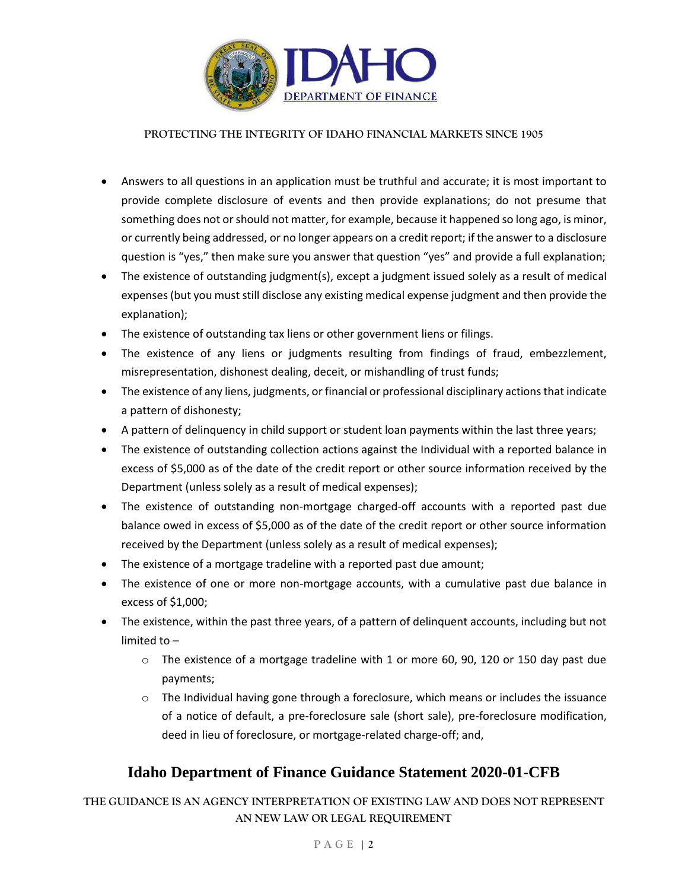- Answers to all questions in an application must be truthful and accurate; it is most important to provide complete disclosure of events and then provide explanations; do not presume that something does not or should not matter, for example, because it happened so long ago, is minor, or currently being addressed, or no longer appears on a credit report; if the answer to a disclosure question is "yes," then make sure you answer that question "yes" and provide a full explanation;
- The existence of outstanding judgment(s), except a judgment issued solely as a result of medical expenses (but you must still disclose any existing medical expense judgment and then provide the explanation);
- The existence of outstanding tax liens or other government liens or filings.
- The existence of any liens or judgments resulting from findings of fraud, embezzlement, misrepresentation, dishonest dealing, deceit, or mishandling of trust funds;
- The existence of any liens, judgments, or financial or professional disciplinary actions that indicate a pattern of dishonesty;
- A pattern of delinquency in child support or student loan payments within the last three years;
- The existence of outstanding collection actions against the Individual with a reported balance in excess of $5,000 as of the date of the credit report or other source information received by the Department (unless solely as a result of medical expenses);
- The existence of outstanding non-mortgage charged-off accounts with a reported past due balance owed in excess of $5,000 as of the date of the credit report or other source information received by the Department (unless solely as a result of medical expenses);
- The existence of a mortgage tradeline with a reported past due amount;
- The existence of one or more non-mortgage accounts, with a cumulative past due balance in excess of $1,000;
- The existence, within the past three years, of a pattern of delinquent accounts, including but not limited to –
  - The existence of a mortgage tradeline with 1 or more 60, 90, 120 or 150 day past due payments;
  - The Individual having gone through a foreclosure, which means or includes the issuance of a notice of default, a pre-foreclosure sale (short sale), pre-foreclosure modification, deed in lieu of foreclosure, or mortgage-related charge-off; and,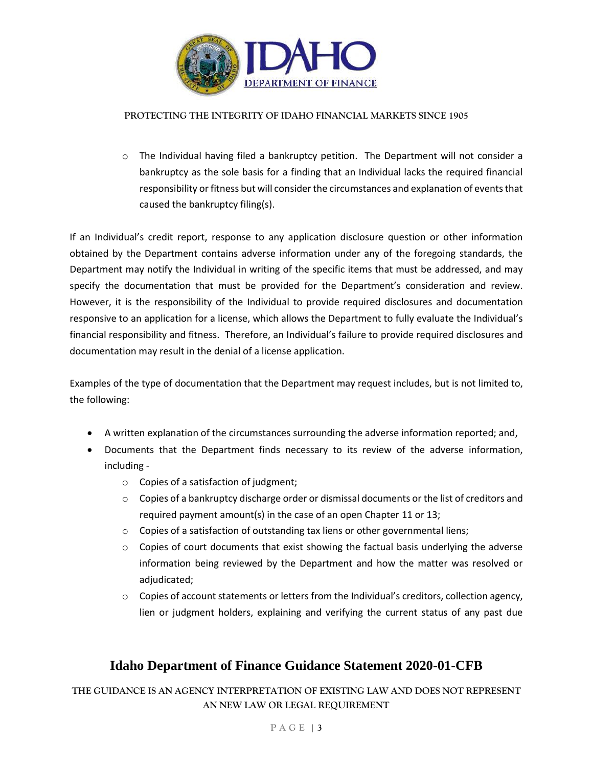- The Individual having filed a bankruptcy petition. The Department will not consider a bankruptcy as the sole basis for a finding that an Individual lacks the required financial responsibility or fitness but will consider the circumstances and explanation of events that caused the bankruptcy filing(s).

If an Individual's credit report, response to any application disclosure question or other information obtained by the Department contains adverse information under any of the foregoing standards, the Department may notify the Individual in writing of the specific items that must be addressed, and may specify the documentation that must be provided for the Department's consideration and review. However, it is the responsibility of the Individual to provide required disclosures and documentation responsive to an application for a license, which allows the Department to fully evaluate the Individual's financial responsibility and fitness. Therefore, an Individual's failure to provide required disclosures and documentation may result in the denial of a license application.

Examples of the type of documentation that the Department may request includes, but is not limited to, the following:

- A written explanation of the circumstances surrounding the adverse information reported; and,
- Documents that the Department finds necessary to its review of the adverse information, including -
  - Copies of a satisfaction of judgment;
  - Copies of a bankruptcy discharge order or dismissal documents or the list of creditors and required payment amount(s) in the case of an open Chapter 11 or 13;
  - Copies of a satisfaction of outstanding tax liens or other governmental liens;
  - Copies of court documents that exist showing the factual basis underlying the adverse information being reviewed by the Department and how the matter was resolved or adjudicated;
  - Copies of account statements or letters from the Individual's creditors, collection agency, lien or judgment holders, explaining and verifying the current status of any past due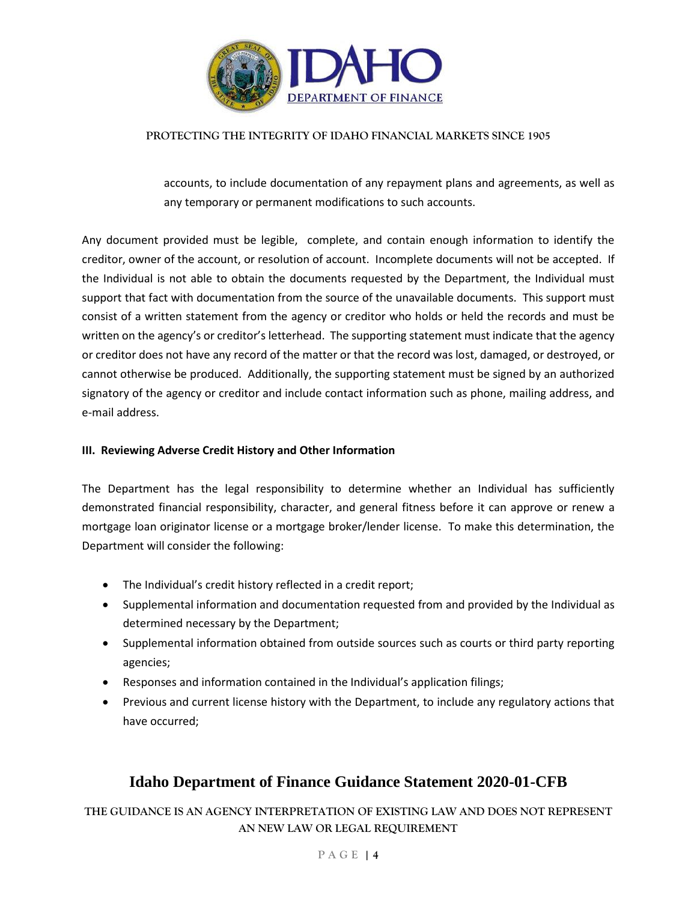accounts, to include documentation of any repayment plans and agreements, as well as any temporary or permanent modifications to such accounts.

Any document provided must be legible, complete, and contain enough information to identify the creditor, owner of the account, or resolution of account. Incomplete documents will not be accepted. If the Individual is not able to obtain the documents requested by the Department, the Individual must support that fact with documentation from the source of the unavailable documents. This support must consist of a written statement from the agency or creditor who holds or held the records and must be written on the agency's or creditor's letterhead. The supporting statement must indicate that the agency or creditor does not have any record of the matter or that the record was lost, damaged, or destroyed, or cannot otherwise be produced. Additionally, the supporting statement must be signed by an authorized signatory of the agency or creditor and include contact information such as phone, mailing address, and e-mail address.

### III. Reviewing Adverse Credit History and Other Information

The Department has the legal responsibility to determine whether an Individual has sufficiently demonstrated financial responsibility, character, and general fitness before it can approve or renew a mortgage loan originator license or a mortgage broker/lender license. To make this determination, the Department will consider the following:

- The Individual's credit history reflected in a credit report;
- Supplemental information and documentation requested from and provided by the Individual as determined necessary by the Department;
- Supplemental information obtained from outside sources such as courts or third party reporting agencies;
- Responses and information contained in the Individual's application filings;
- Previous and current license history with the Department, to include any regulatory actions that have occurred;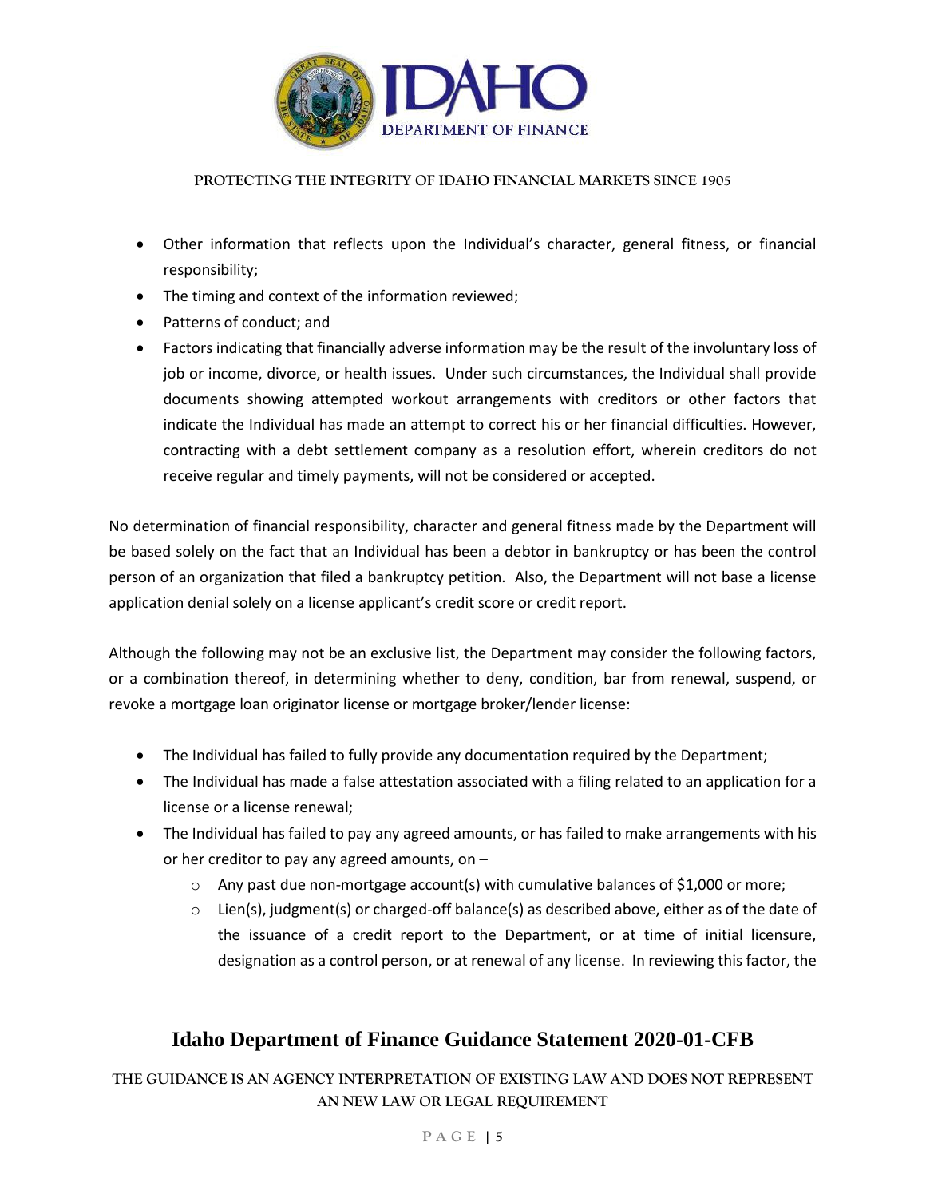- Other information that reflects upon the Individual's character, general fitness, or financial responsibility;
- The timing and context of the information reviewed;
- Patterns of conduct; and
- Factors indicating that financially adverse information may be the result of the involuntary loss of job or income, divorce, or health issues. Under such circumstances, the Individual shall provide documents showing attempted workout arrangements with creditors or other factors that indicate the Individual has made an attempt to correct his or her financial difficulties. However, contracting with a debt settlement company as a resolution effort, wherein creditors do not receive regular and timely payments, will not be considered or accepted.

No determination of financial responsibility, character and general fitness made by the Department will be based solely on the fact that an Individual has been a debtor in bankruptcy or has been the control person of an organization that filed a bankruptcy petition. Also, the Department will not base a license application denial solely on a license applicant's credit score or credit report.

Although the following may not be an exclusive list, the Department may consider the following factors, or a combination thereof, in determining whether to deny, condition, bar from renewal, suspend, or revoke a mortgage loan originator license or mortgage broker/lender license:

- The Individual has failed to fully provide any documentation required by the Department;
- The Individual has made a false attestation associated with a filing related to an application for a license or a license renewal;
- The Individual has failed to pay any agreed amounts, or has failed to make arrangements with his or her creditor to pay any agreed amounts, on –
  - Any past due non-mortgage account(s) with cumulative balances of $1,000 or more;
  - Lien(s), judgment(s) or charged-off balance(s) as described above, either as of the date of the issuance of a credit report to the Department, or at time of initial licensure, designation as a control person, or at renewal of any license. In reviewing this factor, the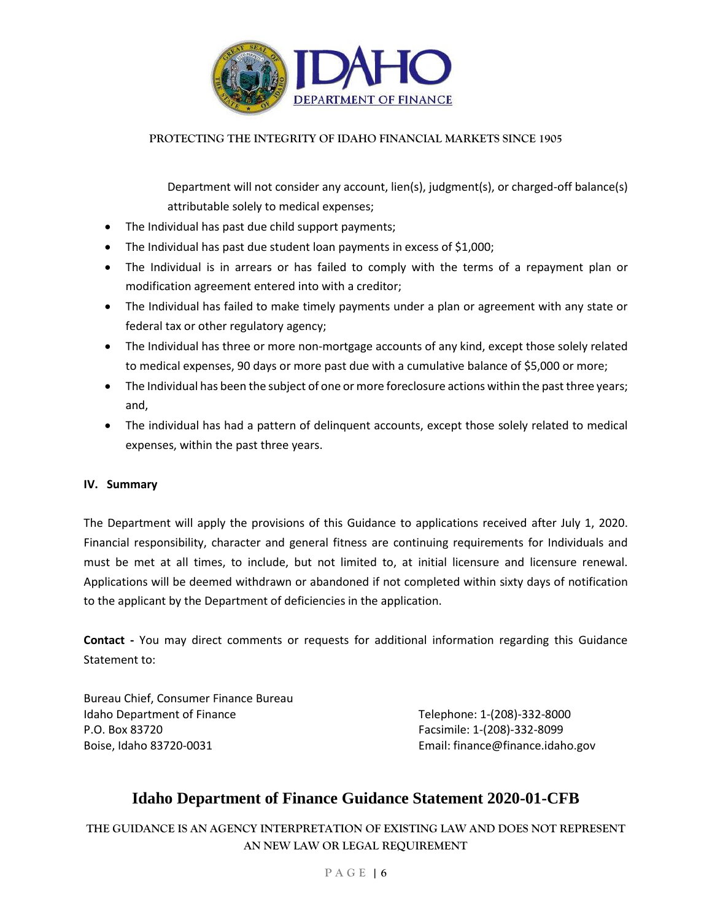Department will not consider any account, lien(s), judgment(s), or charged-off balance(s) attributable solely to medical expenses;

- The Individual has past due child support payments;
- The Individual has past due student loan payments in excess of $1,000;
- The Individual is in arrears or has failed to comply with the terms of a repayment plan or modification agreement entered into with a creditor;
- The Individual has failed to make timely payments under a plan or agreement with any state or federal tax or other regulatory agency;
- The Individual has three or more non-mortgage accounts of any kind, except those solely related to medical expenses, 90 days or more past due with a cumulative balance of $5,000 or more;
- The Individual has been the subject of one or more foreclosure actions within the past three years; and,
- The individual has had a pattern of delinquent accounts, except those solely related to medical expenses, within the past three years.

**IV. Summary**

The Department will apply the provisions of this Guidance to applications received after July 1, 2020. Financial responsibility, character and general fitness are continuing requirements for Individuals and must be met at all times, to include, but not limited to, at initial licensure and licensure renewal. Applications will be deemed withdrawn or abandoned if not completed within sixty days of notification to the applicant by the Department of deficiencies in the application.

**Contact -** You may direct comments or requests for additional information regarding this Guidance Statement to:

Bureau Chief, Consumer Finance Bureau
Idaho Department of Finance
P.O. Box 83720
Boise, Idaho 83720-0031

Telephone: 1-(208)-332-8000
Facsimile: 1-(208)-332-8099
Email: finance@finance.idaho.gov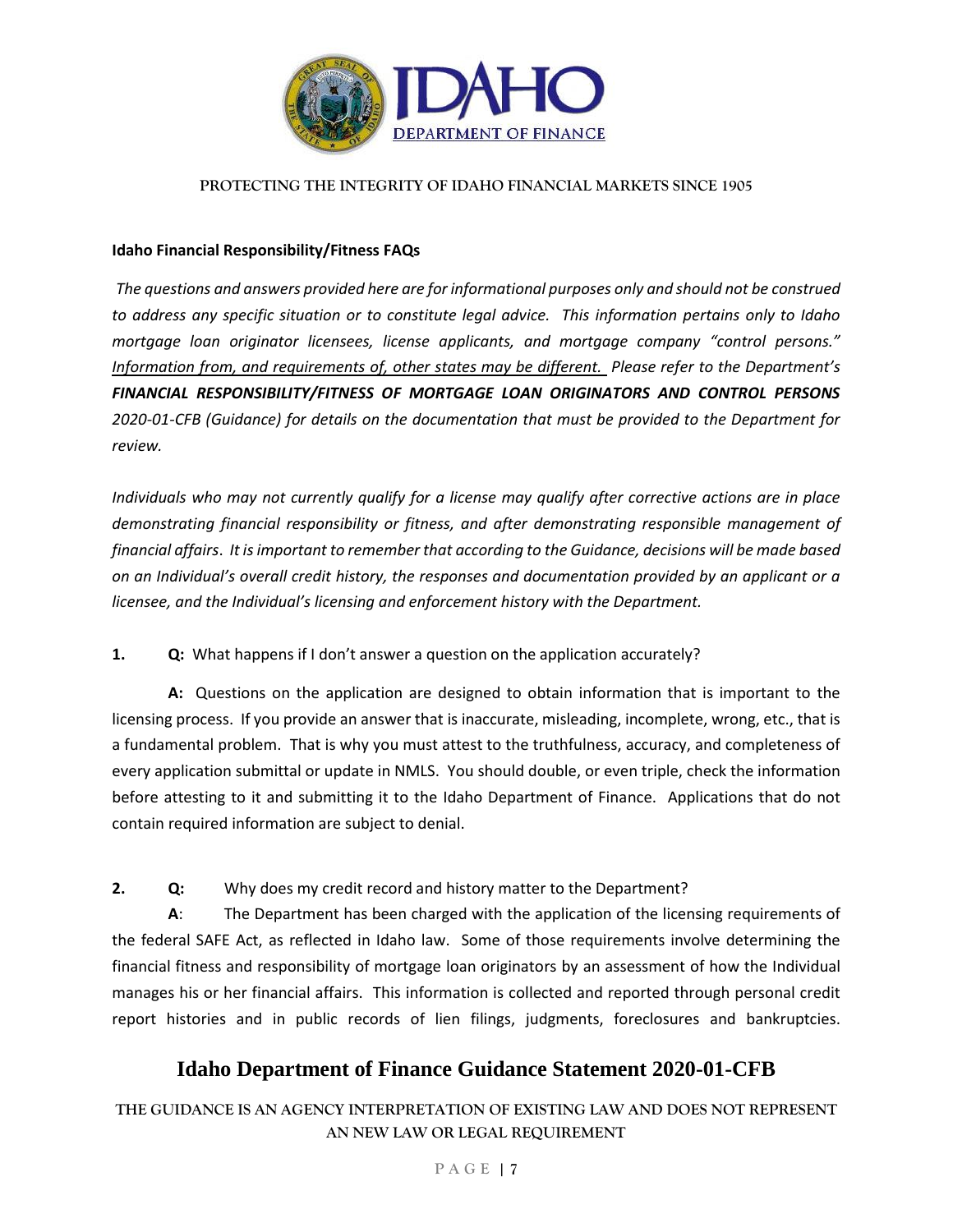**Idaho Financial Responsibility/Fitness FAQs**

*The questions and answers provided here are for informational purposes only and should not be construed to address any specific situation or to constitute legal advice. This information pertains only to Idaho mortgage loan originator licensees, license applicants, and mortgage company "control persons." Information from, and requirements of, other states may be different. Please refer to the Department's* ***FINANCIAL RESPONSIBILITY/FITNESS OF MORTGAGE LOAN ORIGINATORS AND CONTROL PERSONS*** *2020-01-CFB (Guidance) for details on the documentation that must be provided to the Department for review.*

*Individuals who may not currently qualify for a license may qualify after corrective actions are in place demonstrating financial responsibility or fitness, and after demonstrating responsible management of financial affairs. It is important to remember that according to the Guidance, decisions will be made based on an Individual's overall credit history, the responses and documentation provided by an applicant or a licensee, and the Individual's licensing and enforcement history with the Department.*

**1. Q:** What happens if I don't answer a question on the application accurately?

**A:** Questions on the application are designed to obtain information that is important to the licensing process. If you provide an answer that is inaccurate, misleading, incomplete, wrong, etc., that is a fundamental problem. That is why you must attest to the truthfulness, accuracy, and completeness of every application submittal or update in NMLS. You should double, or even triple, check the information before attesting to it and submitting it to the Idaho Department of Finance. Applications that do not contain required information are subject to denial.

**2. Q:** Why does my credit record and history matter to the Department?

**A**: The Department has been charged with the application of the licensing requirements of the federal SAFE Act, as reflected in Idaho law. Some of those requirements involve determining the financial fitness and responsibility of mortgage loan originators by an assessment of how the Individual manages his or her financial affairs. This information is collected and reported through personal credit report histories and in public records of lien filings, judgments, foreclosures and bankruptcies.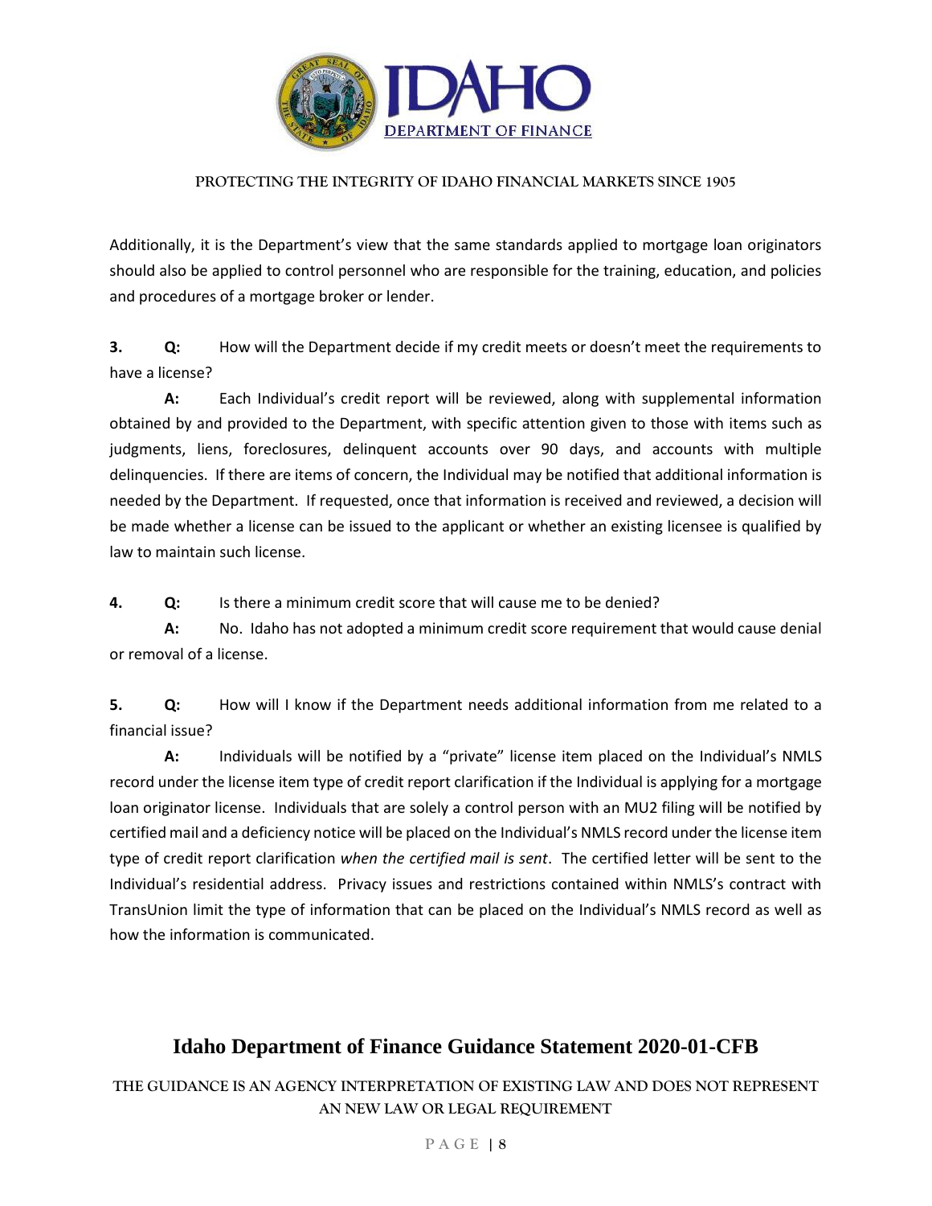Additionally, it is the Department's view that the same standards applied to mortgage loan originators should also be applied to control personnel who are responsible for the training, education, and policies and procedures of a mortgage broker or lender.

**3.** **Q:** How will the Department decide if my credit meets or doesn't meet the requirements to have a license?

**A:** Each Individual's credit report will be reviewed, along with supplemental information obtained by and provided to the Department, with specific attention given to those with items such as judgments, liens, foreclosures, delinquent accounts over 90 days, and accounts with multiple delinquencies. If there are items of concern, the Individual may be notified that additional information is needed by the Department. If requested, once that information is received and reviewed, a decision will be made whether a license can be issued to the applicant or whether an existing licensee is qualified by law to maintain such license.

**4.** **Q:** Is there a minimum credit score that will cause me to be denied?

**A:** No. Idaho has not adopted a minimum credit score requirement that would cause denial or removal of a license.

**5.** **Q:** How will I know if the Department needs additional information from me related to a financial issue?

**A:** Individuals will be notified by a "private" license item placed on the Individual's NMLS record under the license item type of credit report clarification if the Individual is applying for a mortgage loan originator license. Individuals that are solely a control person with an MU2 filing will be notified by certified mail and a deficiency notice will be placed on the Individual's NMLS record under the license item type of credit report clarification *when the certified mail is sent*. The certified letter will be sent to the Individual's residential address. Privacy issues and restrictions contained within NMLS's contract with TransUnion limit the type of information that can be placed on the Individual's NMLS record as well as how the information is communicated.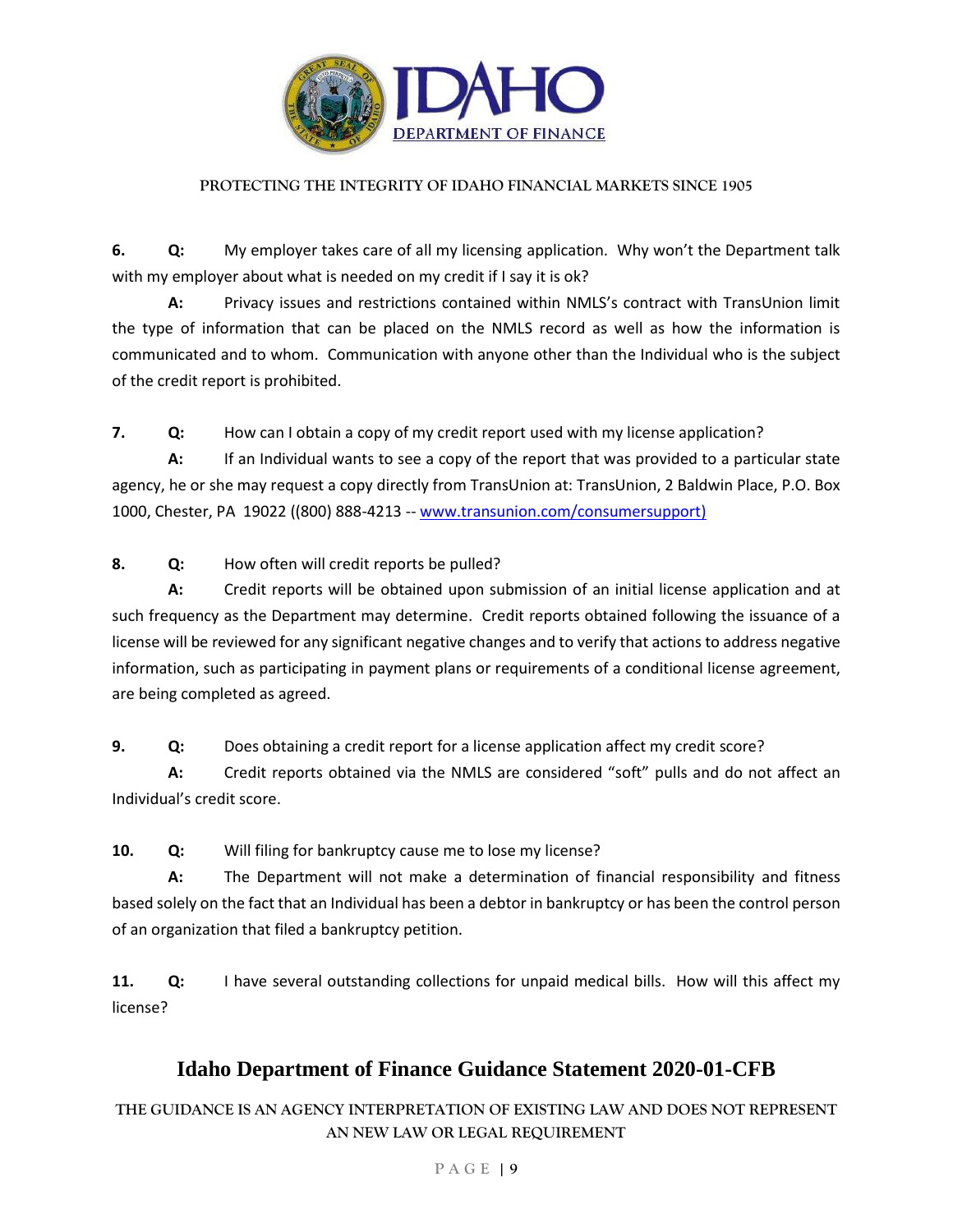**6. Q:** My employer takes care of all my licensing application. Why won't the Department talk with my employer about what is needed on my credit if I say it is ok?

**A:** Privacy issues and restrictions contained within NMLS's contract with TransUnion limit the type of information that can be placed on the NMLS record as well as how the information is communicated and to whom. Communication with anyone other than the Individual who is the subject of the credit report is prohibited.

**7. Q:** How can I obtain a copy of my credit report used with my license application?

**A:** If an Individual wants to see a copy of the report that was provided to a particular state agency, he or she may request a copy directly from TransUnion at: TransUnion, 2 Baldwin Place, P.O. Box 1000, Chester, PA 19022 ((800) 888-4213 -- www.transunion.com/consumersupport)

**8. Q:** How often will credit reports be pulled?

**A:** Credit reports will be obtained upon submission of an initial license application and at such frequency as the Department may determine. Credit reports obtained following the issuance of a license will be reviewed for any significant negative changes and to verify that actions to address negative information, such as participating in payment plans or requirements of a conditional license agreement, are being completed as agreed.

**9. Q:** Does obtaining a credit report for a license application affect my credit score?

**A:** Credit reports obtained via the NMLS are considered "soft" pulls and do not affect an Individual's credit score.

**10. Q:** Will filing for bankruptcy cause me to lose my license?

**A:** The Department will not make a determination of financial responsibility and fitness based solely on the fact that an Individual has been a debtor in bankruptcy or has been the control person of an organization that filed a bankruptcy petition.

**11. Q:** I have several outstanding collections for unpaid medical bills. How will this affect my license?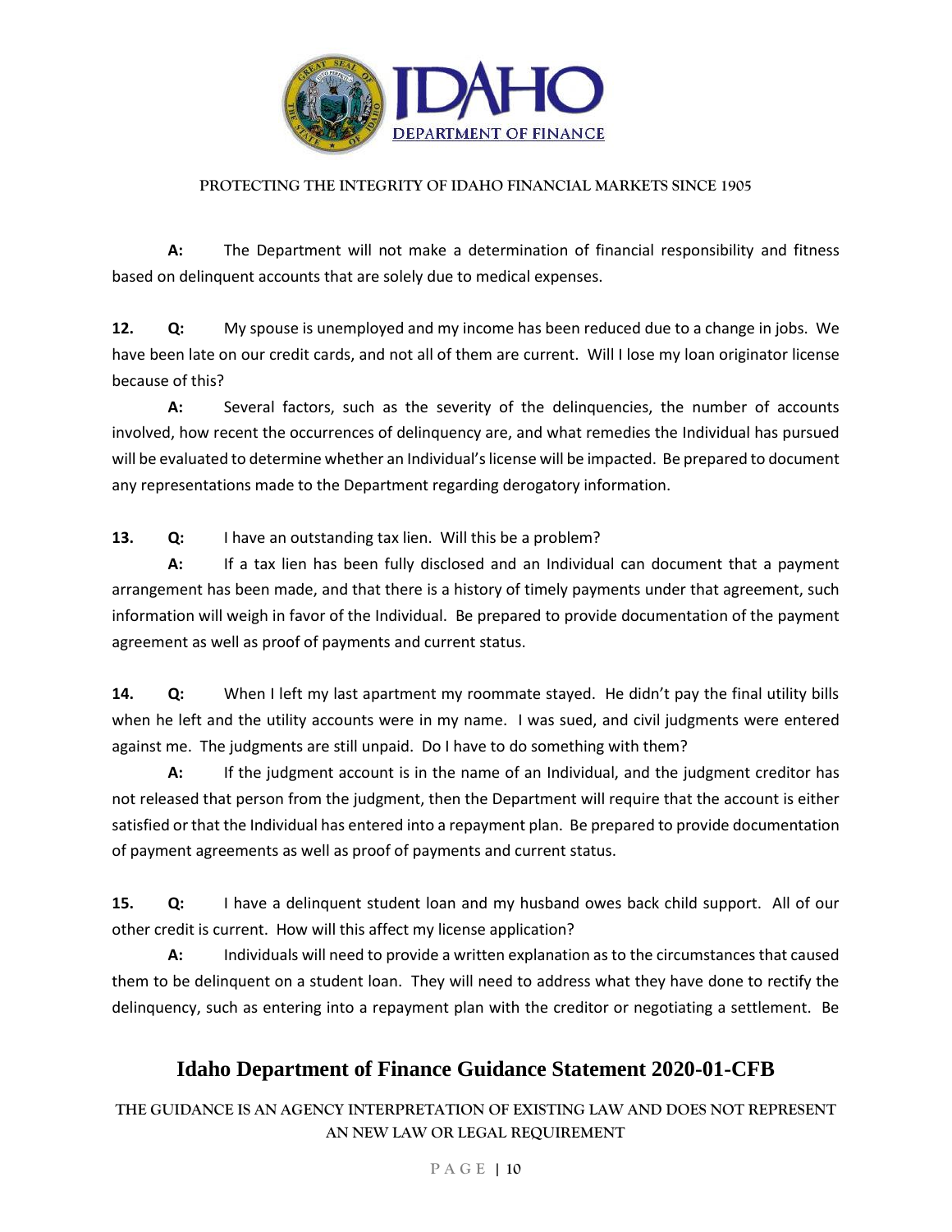**A:** The Department will not make a determination of financial responsibility and fitness based on delinquent accounts that are solely due to medical expenses.

**12. Q:** My spouse is unemployed and my income has been reduced due to a change in jobs. We have been late on our credit cards, and not all of them are current. Will I lose my loan originator license because of this?

**A:** Several factors, such as the severity of the delinquencies, the number of accounts involved, how recent the occurrences of delinquency are, and what remedies the Individual has pursued will be evaluated to determine whether an Individual's license will be impacted. Be prepared to document any representations made to the Department regarding derogatory information.

**13. Q:** I have an outstanding tax lien. Will this be a problem?

**A:** If a tax lien has been fully disclosed and an Individual can document that a payment arrangement has been made, and that there is a history of timely payments under that agreement, such information will weigh in favor of the Individual. Be prepared to provide documentation of the payment agreement as well as proof of payments and current status.

**14. Q:** When I left my last apartment my roommate stayed. He didn't pay the final utility bills when he left and the utility accounts were in my name. I was sued, and civil judgments were entered against me. The judgments are still unpaid. Do I have to do something with them?

**A:** If the judgment account is in the name of an Individual, and the judgment creditor has not released that person from the judgment, then the Department will require that the account is either satisfied or that the Individual has entered into a repayment plan. Be prepared to provide documentation of payment agreements as well as proof of payments and current status.

**15. Q:** I have a delinquent student loan and my husband owes back child support. All of our other credit is current. How will this affect my license application?

**A:** Individuals will need to provide a written explanation as to the circumstances that caused them to be delinquent on a student loan. They will need to address what they have done to rectify the delinquency, such as entering into a repayment plan with the creditor or negotiating a settlement. Be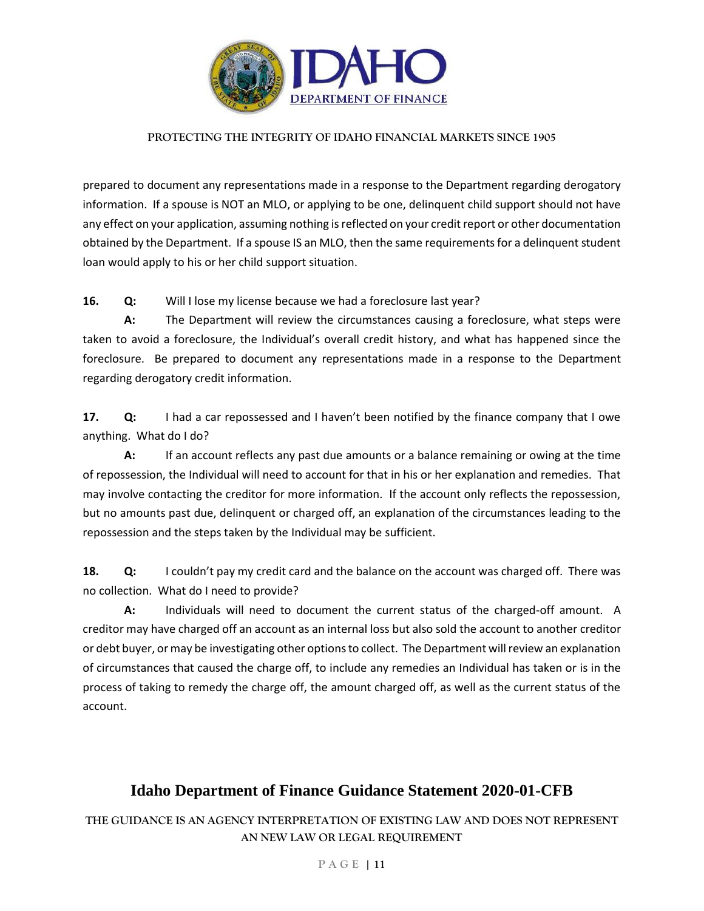prepared to document any representations made in a response to the Department regarding derogatory information. If a spouse is NOT an MLO, or applying to be one, delinquent child support should not have any effect on your application, assuming nothing is reflected on your credit report or other documentation obtained by the Department. If a spouse IS an MLO, then the same requirements for a delinquent student loan would apply to his or her child support situation.

**16. Q:** Will I lose my license because we had a foreclosure last year?

**A:** The Department will review the circumstances causing a foreclosure, what steps were taken to avoid a foreclosure, the Individual's overall credit history, and what has happened since the foreclosure. Be prepared to document any representations made in a response to the Department regarding derogatory credit information.

**17. Q:** I had a car repossessed and I haven't been notified by the finance company that I owe anything. What do I do?

**A:** If an account reflects any past due amounts or a balance remaining or owing at the time of repossession, the Individual will need to account for that in his or her explanation and remedies. That may involve contacting the creditor for more information. If the account only reflects the repossession, but no amounts past due, delinquent or charged off, an explanation of the circumstances leading to the repossession and the steps taken by the Individual may be sufficient.

**18. Q:** I couldn't pay my credit card and the balance on the account was charged off. There was no collection. What do I need to provide?

**A:** Individuals will need to document the current status of the charged-off amount. A creditor may have charged off an account as an internal loss but also sold the account to another creditor or debt buyer, or may be investigating other options to collect. The Department will review an explanation of circumstances that caused the charge off, to include any remedies an Individual has taken or is in the process of taking to remedy the charge off, the amount charged off, as well as the current status of the account.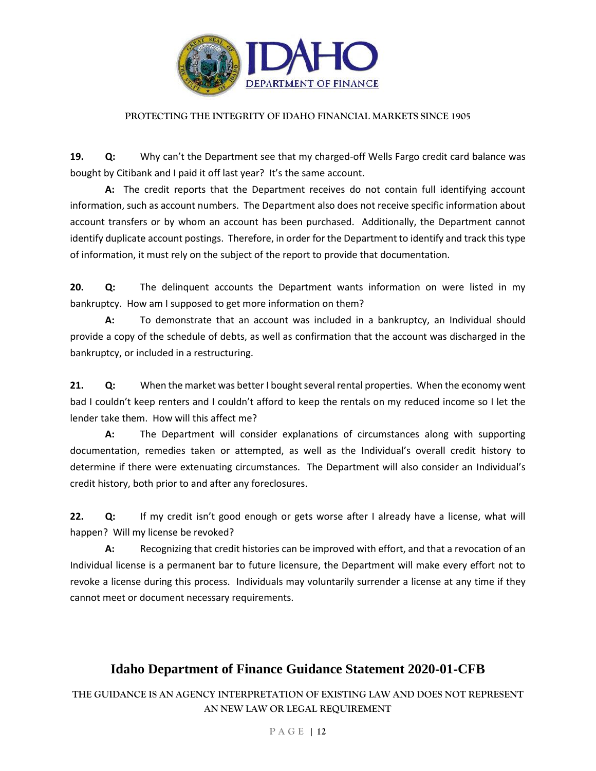**19. Q:** Why can't the Department see that my charged-off Wells Fargo credit card balance was bought by Citibank and I paid it off last year? It's the same account.

**A:** The credit reports that the Department receives do not contain full identifying account information, such as account numbers. The Department also does not receive specific information about account transfers or by whom an account has been purchased. Additionally, the Department cannot identify duplicate account postings. Therefore, in order for the Department to identify and track this type of information, it must rely on the subject of the report to provide that documentation.

**20. Q:** The delinquent accounts the Department wants information on were listed in my bankruptcy. How am I supposed to get more information on them?

**A:** To demonstrate that an account was included in a bankruptcy, an Individual should provide a copy of the schedule of debts, as well as confirmation that the account was discharged in the bankruptcy, or included in a restructuring.

**21. Q:** When the market was better I bought several rental properties. When the economy went bad I couldn't keep renters and I couldn't afford to keep the rentals on my reduced income so I let the lender take them. How will this affect me?

**A:** The Department will consider explanations of circumstances along with supporting documentation, remedies taken or attempted, as well as the Individual's overall credit history to determine if there were extenuating circumstances. The Department will also consider an Individual's credit history, both prior to and after any foreclosures.

**22. Q:** If my credit isn't good enough or gets worse after I already have a license, what will happen? Will my license be revoked?

**A:** Recognizing that credit histories can be improved with effort, and that a revocation of an Individual license is a permanent bar to future licensure, the Department will make every effort not to revoke a license during this process. Individuals may voluntarily surrender a license at any time if they cannot meet or document necessary requirements.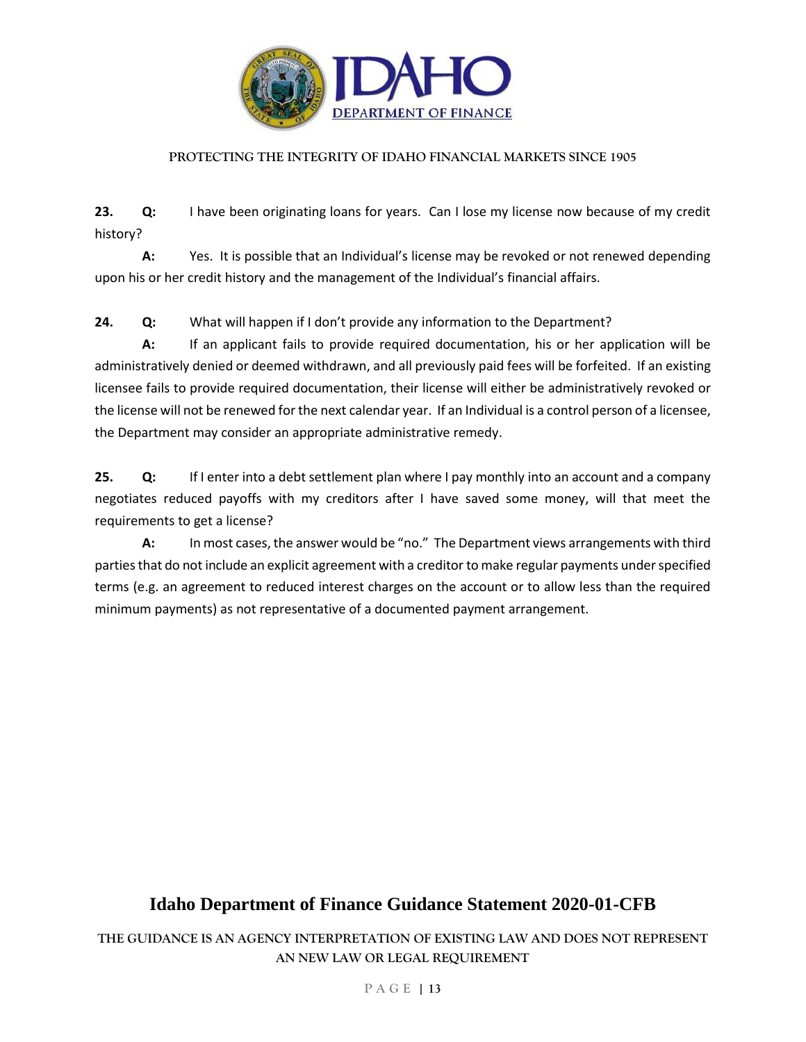**23. Q:** I have been originating loans for years. Can I lose my license now because of my credit history?

**A:** Yes. It is possible that an Individual's license may be revoked or not renewed depending upon his or her credit history and the management of the Individual's financial affairs.

**24. Q:** What will happen if I don't provide any information to the Department?

**A:** If an applicant fails to provide required documentation, his or her application will be administratively denied or deemed withdrawn, and all previously paid fees will be forfeited. If an existing licensee fails to provide required documentation, their license will either be administratively revoked or the license will not be renewed for the next calendar year. If an Individual is a control person of a licensee, the Department may consider an appropriate administrative remedy.

**25. Q:** If I enter into a debt settlement plan where I pay monthly into an account and a company negotiates reduced payoffs with my creditors after I have saved some money, will that meet the requirements to get a license?

**A:** In most cases, the answer would be "no." The Department views arrangements with third parties that do not include an explicit agreement with a creditor to make regular payments under specified terms (e.g. an agreement to reduced interest charges on the account or to allow less than the required minimum payments) as not representative of a documented payment arrangement.